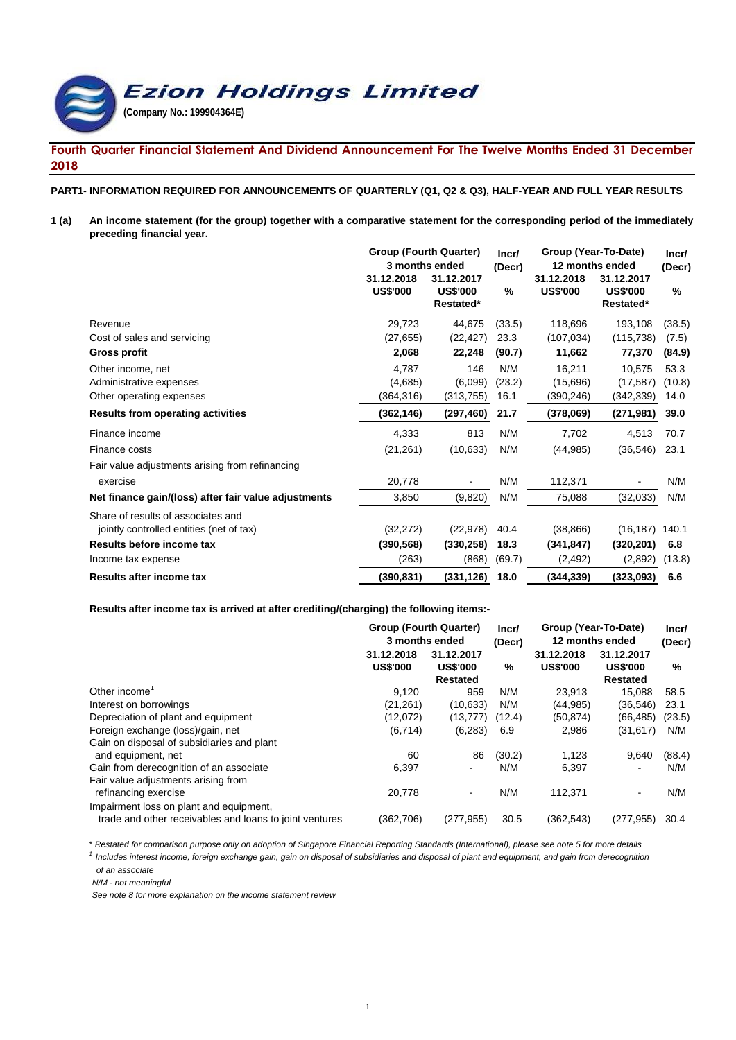# Ezion Holdings Limited

**(Company No.: 199904364E)**

## Fourth Quarter Financial Statement And Dividend Announcement For The Twelve Months Ended 31 December 2018

**PART1- INFORMATION REQUIRED FOR ANNOUNCEMENTS OF QUARTERLY (Q1, Q2 & Q3), HALF-YEAR AND FULL YEAR RESULTS**

**1 (a) An income statement (for the group) together with a comparative statement for the corresponding period of the immediately preceding financial year.**

| | Group (Fourth Quarter) 3 months ended | | Incr/ (Decr) | Group (Year-To-Date) 12 months ended | | Incr/ (Decr) |
|---|---|---|---|---|---|---|
| | 31.12.2018 US$'000 | 31.12.2017 US$'000 Restated* | % | 31.12.2018 US$'000 | 31.12.2017 US$'000 Restated* | % |
| Revenue | 29,723 | 44,675 | (33.5) | 118,696 | 193,108 | (38.5) |
| Cost of sales and servicing | (27,655) | (22,427) | 23.3 | (107,034) | (115,738) | (7.5) |
| **Gross profit** | **2,068** | **22,248** | **(90.7)** | **11,662** | **77,370** | **(84.9)** |
| Other income, net | 4,787 | 146 | N/M | 16,211 | 10,575 | 53.3 |
| Administrative expenses | (4,685) | (6,099) | (23.2) | (15,696) | (17,587) | (10.8) |
| Other operating expenses | (364,316) | (313,755) | 16.1 | (390,246) | (342,339) | 14.0 |
| **Results from operating activities** | **(362,146)** | **(297,460)** | **21.7** | **(378,069)** | **(271,981)** | **39.0** |
| Finance income | 4,333 | 813 | N/M | 7,702 | 4,513 | 70.7 |
| Finance costs | (21,261) | (10,633) | N/M | (44,985) | (36,546) | 23.1 |
| Fair value adjustments arising from refinancing exercise | 20,778 | - | N/M | 112,371 | - | N/M |
| **Net finance gain/(loss) after fair value adjustments** | 3,850 | (9,820) | N/M | 75,088 | (32,033) | N/M |
| Share of results of associates and jointly controlled entities (net of tax) | (32,272) | (22,978) | 40.4 | (38,866) | (16,187) | 140.1 |
| **Results before income tax** | **(390,568)** | **(330,258)** | **18.3** | **(341,847)** | **(320,201)** | **6.8** |
| Income tax expense | (263) | (868) | (69.7) | (2,492) | (2,892) | (13.8) |
| **Results after income tax** | **(390,831)** | **(331,126)** | **18.0** | **(344,339)** | **(323,093)** | **6.6** |

**Results after income tax is arrived at after crediting/(charging) the following items:-**

| | Group (Fourth Quarter) 3 months ended | | Incr/ (Decr) | Group (Year-To-Date) 12 months ended | | Incr/ (Decr) |
|---|---|---|---|---|---|---|
| | 31.12.2018 US$'000 | 31.12.2017 US$'000 Restated | % | 31.12.2018 US$'000 | 31.12.2017 US$'000 Restated | % |
| Other income[1] | 9,120 | 959 | N/M | 23,913 | 15,088 | 58.5 |
| Interest on borrowings | (21,261) | (10,633) | N/M | (44,985) | (36,546) | 23.1 |
| Depreciation of plant and equipment | (12,072) | (13,777) | (12.4) | (50,874) | (66,485) | (23.5) |
| Foreign exchange (loss)/gain, net | (6,714) | (6,283) | 6.9 | 2,986 | (31,617) | N/M |
| Gain on disposal of subsidiaries and plant and equipment, net | 60 | 86 | (30.2) | 1,123 | 9,640 | (88.4) |
| Gain from derecognition of an associate | 6,397 | - | N/M | 6,397 | - | N/M |
| Fair value adjustments arising from refinancing exercise | 20,778 | - | N/M | 112,371 | - | N/M |
| Impairment loss on plant and equipment, trade and other receivables and loans to joint ventures | (362,706) | (277,955) | 30.5 | (362,543) | (277,955) | 30.4 |

*\* Restated for comparison purpose only on adoption of Singapore Financial Reporting Standards (International), please see note 5 for more details*

*[1] Includes interest income, foreign exchange gain, gain on disposal of subsidiaries and disposal of plant and equipment, and gain from derecognition of an associate*

*N/M - not meaningful*

*See note 8 for more explanation on the income statement review*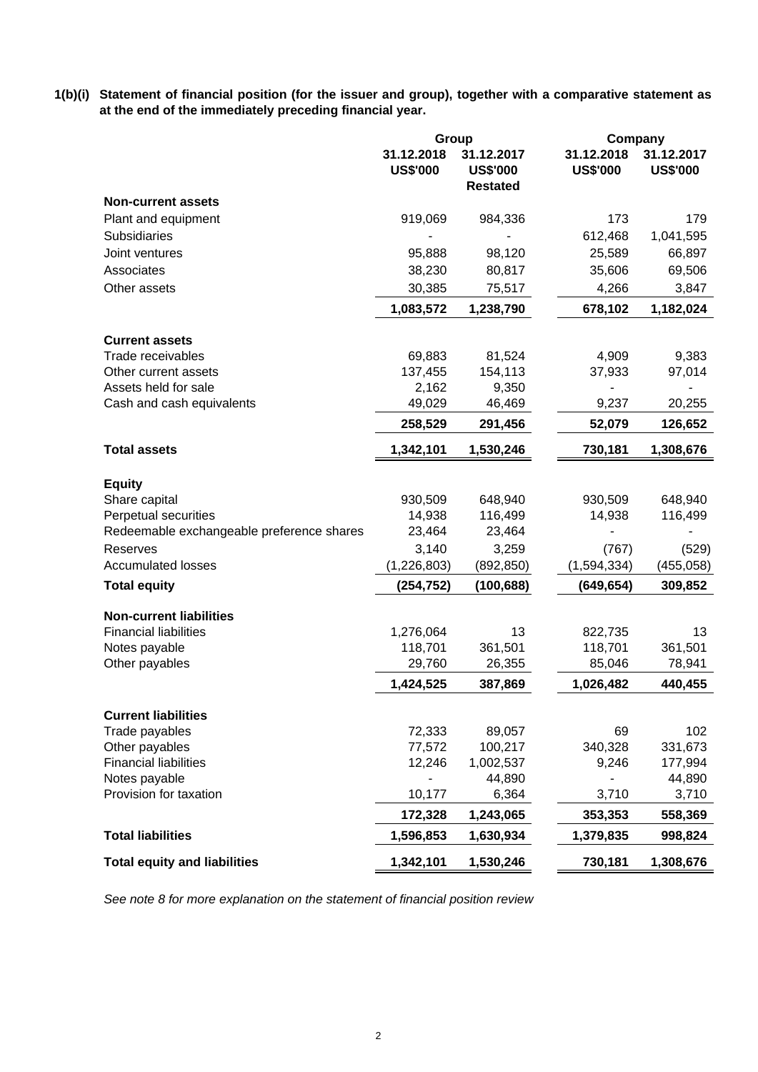**1(b)(i) Statement of financial position (for the issuer and group), together with a comparative statement as at the end of the immediately preceding financial year.**

| | Group | | Company | |
|---|---|---|---|---|
| | 31.12.2018 US$'000 | 31.12.2017 US$'000 Restated | 31.12.2018 US$'000 | 31.12.2017 US$'000 |
| **Non-current assets** | | | | |
| Plant and equipment | 919,069 | 984,336 | 173 | 179 |
| Subsidiaries | - | - | 612,468 | 1,041,595 |
| Joint ventures | 95,888 | 98,120 | 25,589 | 66,897 |
| Associates | 38,230 | 80,817 | 35,606 | 69,506 |
| Other assets | 30,385 | 75,517 | 4,266 | 3,847 |
| | **1,083,572** | **1,238,790** | **678,102** | **1,182,024** |
| **Current assets** | | | | |
| Trade receivables | 69,883 | 81,524 | 4,909 | 9,383 |
| Other current assets | 137,455 | 154,113 | 37,933 | 97,014 |
| Assets held for sale | 2,162 | 9,350 | - | - |
| Cash and cash equivalents | 49,029 | 46,469 | 9,237 | 20,255 |
| | **258,529** | **291,456** | **52,079** | **126,652** |
| **Total assets** | **1,342,101** | **1,530,246** | **730,181** | **1,308,676** |
| **Equity** | | | | |
| Share capital | 930,509 | 648,940 | 930,509 | 648,940 |
| Perpetual securities | 14,938 | 116,499 | 14,938 | 116,499 |
| Redeemable exchangeable preference shares | 23,464 | 23,464 | - | - |
| Reserves | 3,140 | 3,259 | (767) | (529) |
| Accumulated losses | (1,226,803) | (892,850) | (1,594,334) | (455,058) |
| **Total equity** | **(254,752)** | **(100,688)** | **(649,654)** | **309,852** |
| **Non-current liabilities** | | | | |
| Financial liabilities | 1,276,064 | 13 | 822,735 | 13 |
| Notes payable | 118,701 | 361,501 | 118,701 | 361,501 |
| Other payables | 29,760 | 26,355 | 85,046 | 78,941 |
| | **1,424,525** | **387,869** | **1,026,482** | **440,455** |
| **Current liabilities** | | | | |
| Trade payables | 72,333 | 89,057 | 69 | 102 |
| Other payables | 77,572 | 100,217 | 340,328 | 331,673 |
| Financial liabilities | 12,246 | 1,002,537 | 9,246 | 177,994 |
| Notes payable | - | 44,890 | - | 44,890 |
| Provision for taxation | 10,177 | 6,364 | 3,710 | 3,710 |
| | **172,328** | **1,243,065** | **353,353** | **558,369** |
| **Total liabilities** | **1,596,853** | **1,630,934** | **1,379,835** | **998,824** |
| **Total equity and liabilities** | **1,342,101** | **1,530,246** | **730,181** | **1,308,676** |

*See note 8 for more explanation on the statement of financial position review*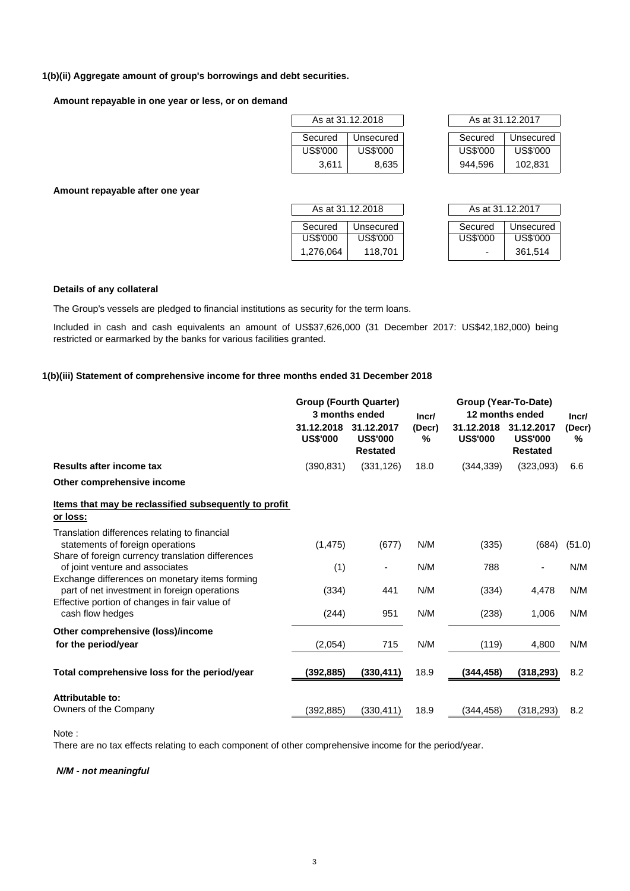### 1(b)(ii) Aggregate amount of group's borrowings and debt securities.

**Amount repayable in one year or less, or on demand**

| As at 31.12.2018 | | As at 31.12.2017 | |
|---|---|---|---|
| Secured | Unsecured | Secured | Unsecured |
| US$'000 | US$'000 | US$'000 | US$'000 |
| 3,611 | 8,635 | 944,596 | 102,831 |

**Amount repayable after one year**

| As at 31.12.2018 | | As at 31.12.2017 | |
|---|---|---|---|
| Secured | Unsecured | Secured | Unsecured |
| US$'000 | US$'000 | US$'000 | US$'000 |
| 1,276,064 | 118,701 | - | 361,514 |

**Details of any collateral**

The Group's vessels are pledged to financial institutions as security for the term loans.

Included in cash and cash equivalents an amount of US$37,626,000 (31 December 2017: US$42,182,000) being restricted or earmarked by the banks for various facilities granted.

### 1(b)(iii) Statement of comprehensive income for three months ended 31 December 2018

| | Group (Fourth Quarter) 3 months ended | | Incr/ (Decr) | Group (Year-To-Date) 12 months ended | | Incr/ (Decr) |
|---|---|---|---|---|---|---|
| | 31.12.2018 US$'000 | 31.12.2017 US$'000 Restated | % | 31.12.2018 US$'000 | 31.12.2017 US$'000 Restated | % |
| **Results after income tax** | (390,831) | (331,126) | 18.0 | (344,339) | (323,093) | 6.6 |
| **Other comprehensive income** | | | | | | |
| **Items that may be reclassified subsequently to profit or loss:** | | | | | | |
| Translation differences relating to financial statements of foreign operations | (1,475) | (677) | N/M | (335) | (684) | (51.0) |
| Share of foreign currency translation differences of joint venture and associates | (1) | - | N/M | 788 | - | N/M |
| Exchange differences on monetary items forming part of net investment in foreign operations | (334) | 441 | N/M | (334) | 4,478 | N/M |
| Effective portion of changes in fair value of cash flow hedges | (244) | 951 | N/M | (238) | 1,006 | N/M |
| **Other comprehensive (loss)/income for the period/year** | (2,054) | 715 | N/M | (119) | 4,800 | N/M |
| **Total comprehensive loss for the period/year** | **(392,885)** | **(330,411)** | 18.9 | **(344,458)** | **(318,293)** | 8.2 |
| **Attributable to:** | | | | | | |
| Owners of the Company | (392,885) | (330,411) | 18.9 | (344,458) | (318,293) | 8.2 |

Note :
There are no tax effects relating to each component of other comprehensive income for the period/year.

***N/M - not meaningful***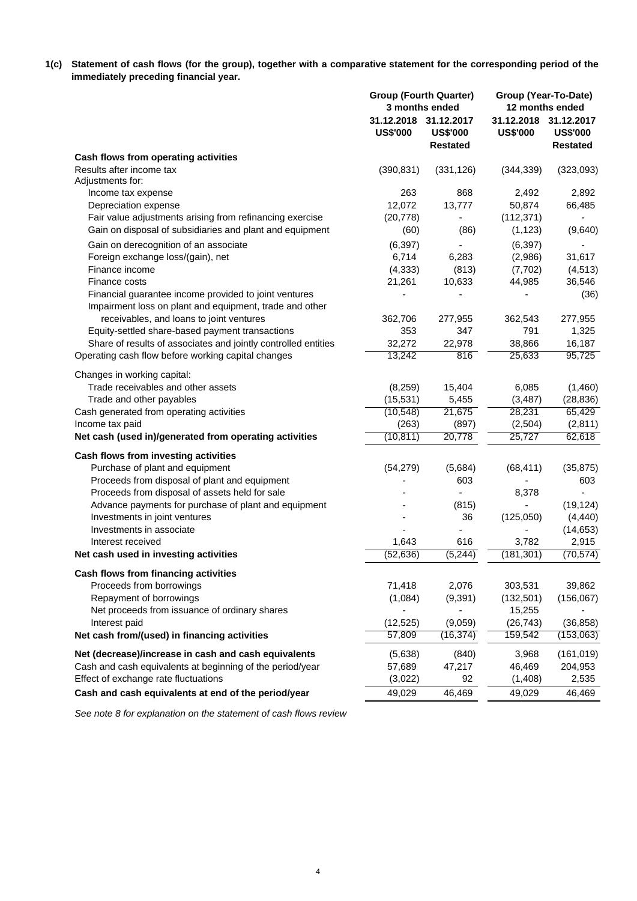**1(c) Statement of cash flows (for the group), together with a comparative statement for the corresponding period of the immediately preceding financial year.**

| | Group (Fourth Quarter) 3 months ended | | Group (Year-To-Date) 12 months ended | |
|---|---|---|---|---|
| | 31.12.2018 US$'000 | 31.12.2017 US$'000 Restated | 31.12.2018 US$'000 | 31.12.2017 US$'000 Restated |
| **Cash flows from operating activities** | | | | |
| Results after income tax | (390,831) | (331,126) | (344,339) | (323,093) |
| Adjustments for: | | | | |
| Income tax expense | 263 | 868 | 2,492 | 2,892 |
| Depreciation expense | 12,072 | 13,777 | 50,874 | 66,485 |
| Fair value adjustments arising from refinancing exercise | (20,778) | - | (112,371) | - |
| Gain on disposal of subsidiaries and plant and equipment | (60) | (86) | (1,123) | (9,640) |
| Gain on derecognition of an associate | (6,397) | - | (6,397) | - |
| Foreign exchange loss/(gain), net | 6,714 | 6,283 | (2,986) | 31,617 |
| Finance income | (4,333) | (813) | (7,702) | (4,513) |
| Finance costs | 21,261 | 10,633 | 44,985 | 36,546 |
| Financial guarantee income provided to joint ventures | - | - | - | (36) |
| Impairment loss on plant and equipment, trade and other receivables, and loans to joint ventures | 362,706 | 277,955 | 362,543 | 277,955 |
| Equity-settled share-based payment transactions | 353 | 347 | 791 | 1,325 |
| Share of results of associates and jointly controlled entities | 32,272 | 22,978 | 38,866 | 16,187 |
| Operating cash flow before working capital changes | 13,242 | 816 | 25,633 | 95,725 |
| Changes in working capital: | | | | |
| Trade receivables and other assets | (8,259) | 15,404 | 6,085 | (1,460) |
| Trade and other payables | (15,531) | 5,455 | (3,487) | (28,836) |
| Cash generated from operating activities | (10,548) | 21,675 | 28,231 | 65,429 |
| Income tax paid | (263) | (897) | (2,504) | (2,811) |
| **Net cash (used in)/generated from operating activities** | (10,811) | 20,778 | 25,727 | 62,618 |
| **Cash flows from investing activities** | | | | |
| Purchase of plant and equipment | (54,279) | (5,684) | (68,411) | (35,875) |
| Proceeds from disposal of plant and equipment | - | 603 | - | 603 |
| Proceeds from disposal of assets held for sale | - | - | 8,378 | - |
| Advance payments for purchase of plant and equipment | - | (815) | - | (19,124) |
| Investments in joint ventures | - | 36 | (125,050) | (4,440) |
| Investments in associate | - | - | - | (14,653) |
| Interest received | 1,643 | 616 | 3,782 | 2,915 |
| **Net cash used in investing activities** | (52,636) | (5,244) | (181,301) | (70,574) |
| **Cash flows from financing activities** | | | | |
| Proceeds from borrowings | 71,418 | 2,076 | 303,531 | 39,862 |
| Repayment of borrowings | (1,084) | (9,391) | (132,501) | (156,067) |
| Net proceeds from issuance of ordinary shares | - | - | 15,255 | - |
| Interest paid | (12,525) | (9,059) | (26,743) | (36,858) |
| **Net cash from/(used) in financing activities** | 57,809 | (16,374) | 159,542 | (153,063) |
| **Net (decrease)/increase in cash and cash equivalents** | (5,638) | (840) | 3,968 | (161,019) |
| Cash and cash equivalents at beginning of the period/year | 57,689 | 47,217 | 46,469 | 204,953 |
| Effect of exchange rate fluctuations | (3,022) | 92 | (1,408) | 2,535 |
| **Cash and cash equivalents at end of the period/year** | 49,029 | 46,469 | 49,029 | 46,469 |

*See note 8 for explanation on the statement of cash flows review*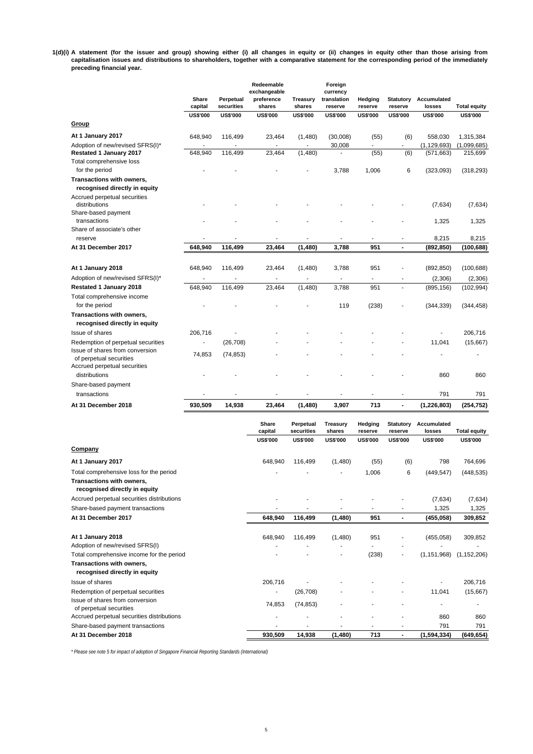**1(d)(i) A statement (for the issuer and group) showing either (i) all changes in equity or (ii) changes in equity other than those arising from capitalisation issues and distributions to shareholders, together with a comparative statement for the corresponding period of the immediately preceding financial year.**

| | Share capital | Perpetual securities | Redeemable exchangeable preference shares | Treasury shares | Foreign currency translation reserve | Hedging reserve | Statutory reserve | Accumulated losses | Total equity |
|---|---|---|---|---|---|---|---|---|---|
| | US$'000 | US$'000 | US$'000 | US$'000 | US$'000 | US$'000 | US$'000 | US$'000 | US$'000 |
| **Group** | | | | | | | | | |
| **At 1 January 2017** | 648,940 | 116,499 | 23,464 | (1,480) | (30,008) | (55) | (6) | 558,030 | 1,315,384 |
| Adoption of new/revised SFRS(I)* | - | - | - | - | 30,008 | - | - | (1,129,693) | (1,099,685) |
| **Restated 1 January 2017** | 648,940 | 116,499 | 23,464 | (1,480) | - | (55) | (6) | (571,663) | 215,699 |
| Total comprehensive loss for the period | - | - | - | - | 3,788 | 1,006 | 6 | (323,093) | (318,293) |
| **Transactions with owners, recognised directly in equity** | | | | | | | | | |
| Accrued perpetual securities distributions | - | - | - | - | - | - | - | (7,634) | (7,634) |
| Share-based payment transactions | - | - | - | - | - | - | - | 1,325 | 1,325 |
| Share of associate's other reserve | - | - | - | - | - | - | - | 8,215 | 8,215 |
| **At 31 December 2017** | **648,940** | **116,499** | **23,464** | **(1,480)** | **3,788** | **951** | **-** | **(892,850)** | **(100,688)** |
| | | | | | | | | | |
| **At 1 January 2018** | 648,940 | 116,499 | 23,464 | (1,480) | 3,788 | 951 | - | (892,850) | (100,688) |
| Adoption of new/revised SFRS(I)* | - | - | - | - | - | - | - | (2,306) | (2,306) |
| **Restated 1 January 2018** | 648,940 | 116,499 | 23,464 | (1,480) | 3,788 | 951 | - | (895,156) | (102,994) |
| Total comprehensive income for the period | - | - | - | - | 119 | (238) | - | (344,339) | (344,458) |
| **Transactions with owners, recognised directly in equity** | | | | | | | | | |
| Issue of shares | 206,716 | - | - | - | - | - | - | - | 206,716 |
| Redemption of perpetual securities | - | (26,708) | - | - | - | - | - | 11,041 | (15,667) |
| Issue of shares from conversion of perpetual securities | 74,853 | (74,853) | - | - | - | - | - | - | - |
| Accrued perpetual securities distributions | - | - | - | - | - | - | - | 860 | 860 |
| Share-based payment transactions | - | - | - | - | - | - | - | 791 | 791 |
| **At 31 December 2018** | **930,509** | **14,938** | **23,464** | **(1,480)** | **3,907** | **713** | **-** | **(1,226,803)** | **(254,752)** |

| | Share capital | Perpetual securities | Treasury shares | Hedging reserve | Statutory reserve | Accumulated losses | Total equity |
|---|---|---|---|---|---|---|---|
| | US$'000 | US$'000 | US$'000 | US$'000 | US$'000 | US$'000 | US$'000 |
| **Company** | | | | | | | |
| **At 1 January 2017** | 648,940 | 116,499 | (1,480) | (55) | (6) | 798 | 764,696 |
| Total comprehensive loss for the period | - | - | - | 1,006 | 6 | (449,547) | (448,535) |
| **Transactions with owners, recognised directly in equity** | | | | | | | |
| Accrued perpetual securities distributions | - | - | - | - | - | (7,634) | (7,634) |
| Share-based payment transactions | - | - | - | - | - | 1,325 | 1,325 |
| **At 31 December 2017** | **648,940** | **116,499** | **(1,480)** | **951** | **-** | **(455,058)** | **309,852** |
| | | | | | | | |
| **At 1 January 2018** | 648,940 | 116,499 | (1,480) | 951 | - | (455,058) | 309,852 |
| Adoption of new/revised SFRS(I) | - | - | - | - | - | - | - |
| Total comprehensive income for the period | - | - | - | (238) | - | (1,151,968) | (1,152,206) |
| **Transactions with owners, recognised directly in equity** | | | | | | | |
| Issue of shares | 206,716 | - | - | - | - | - | 206,716 |
| Redemption of perpetual securities | - | (26,708) | - | - | - | 11,041 | (15,667) |
| Issue of shares from conversion of perpetual securities | 74,853 | (74,853) | - | - | - | - | - |
| Accrued perpetual securities distributions | - | - | - | - | - | 860 | 860 |
| Share-based payment transactions | - | - | - | - | - | 791 | 791 |
| **At 31 December 2018** | **930,509** | **14,938** | **(1,480)** | **713** | **-** | **(1,594,334)** | **(649,654)** |

*\* Please see note 5 for impact of adoption of Singapore Financial Reporting Standards (International)*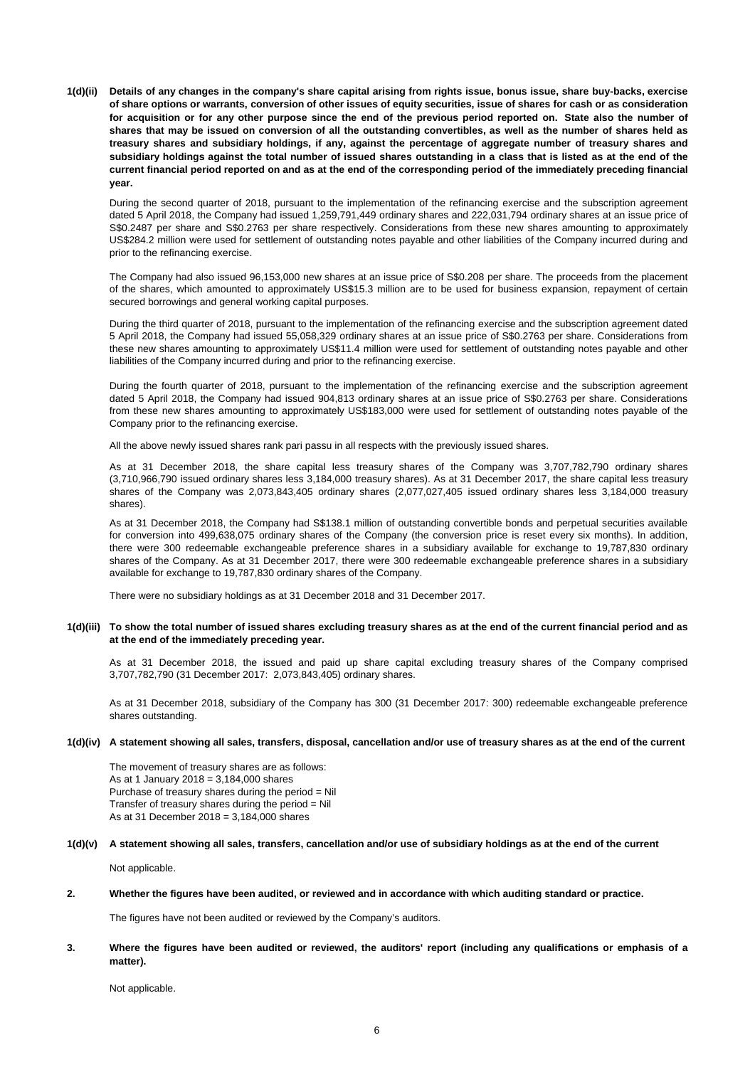**1(d)(ii) Details of any changes in the company's share capital arising from rights issue, bonus issue, share buy-backs, exercise of share options or warrants, conversion of other issues of equity securities, issue of shares for cash or as consideration for acquisition or for any other purpose since the end of the previous period reported on. State also the number of shares that may be issued on conversion of all the outstanding convertibles, as well as the number of shares held as treasury shares and subsidiary holdings, if any, against the percentage of aggregate number of treasury shares and subsidiary holdings against the total number of issued shares outstanding in a class that is listed as at the end of the current financial period reported on and as at the end of the corresponding period of the immediately preceding financial year.**

During the second quarter of 2018, pursuant to the implementation of the refinancing exercise and the subscription agreement dated 5 April 2018, the Company had issued 1,259,791,449 ordinary shares and 222,031,794 ordinary shares at an issue price of S$0.2487 per share and S$0.2763 per share respectively. Considerations from these new shares amounting to approximately US$284.2 million were used for settlement of outstanding notes payable and other liabilities of the Company incurred during and prior to the refinancing exercise.

The Company had also issued 96,153,000 new shares at an issue price of S$0.208 per share. The proceeds from the placement of the shares, which amounted to approximately US$15.3 million are to be used for business expansion, repayment of certain secured borrowings and general working capital purposes.

During the third quarter of 2018, pursuant to the implementation of the refinancing exercise and the subscription agreement dated 5 April 2018, the Company had issued 55,058,329 ordinary shares at an issue price of S$0.2763 per share. Considerations from these new shares amounting to approximately US$11.4 million were used for settlement of outstanding notes payable and other liabilities of the Company incurred during and prior to the refinancing exercise.

During the fourth quarter of 2018, pursuant to the implementation of the refinancing exercise and the subscription agreement dated 5 April 2018, the Company had issued 904,813 ordinary shares at an issue price of S$0.2763 per share. Considerations from these new shares amounting to approximately US$183,000 were used for settlement of outstanding notes payable of the Company prior to the refinancing exercise.

All the above newly issued shares rank pari passu in all respects with the previously issued shares.

As at 31 December 2018, the share capital less treasury shares of the Company was 3,707,782,790 ordinary shares (3,710,966,790 issued ordinary shares less 3,184,000 treasury shares). As at 31 December 2017, the share capital less treasury shares of the Company was 2,073,843,405 ordinary shares (2,077,027,405 issued ordinary shares less 3,184,000 treasury shares).

As at 31 December 2018, the Company had S$138.1 million of outstanding convertible bonds and perpetual securities available for conversion into 499,638,075 ordinary shares of the Company (the conversion price is reset every six months). In addition, there were 300 redeemable exchangeable preference shares in a subsidiary available for exchange to 19,787,830 ordinary shares of the Company. As at 31 December 2017, there were 300 redeemable exchangeable preference shares in a subsidiary available for exchange to 19,787,830 ordinary shares of the Company.

There were no subsidiary holdings as at 31 December 2018 and 31 December 2017.

**1(d)(iii) To show the total number of issued shares excluding treasury shares as at the end of the current financial period and as at the end of the immediately preceding year.**

As at 31 December 2018, the issued and paid up share capital excluding treasury shares of the Company comprised 3,707,782,790 (31 December 2017: 2,073,843,405) ordinary shares.

As at 31 December 2018, subsidiary of the Company has 300 (31 December 2017: 300) redeemable exchangeable preference shares outstanding.

**1(d)(iv) A statement showing all sales, transfers, disposal, cancellation and/or use of treasury shares as at the end of the current**

The movement of treasury shares are as follows:
As at 1 January 2018 = 3,184,000 shares
Purchase of treasury shares during the period = Nil
Transfer of treasury shares during the period = Nil
As at 31 December 2018 = 3,184,000 shares

**1(d)(v) A statement showing all sales, transfers, cancellation and/or use of subsidiary holdings as at the end of the current**

Not applicable.

**2. Whether the figures have been audited, or reviewed and in accordance with which auditing standard or practice.**

The figures have not been audited or reviewed by the Company's auditors.

**3. Where the figures have been audited or reviewed, the auditors' report (including any qualifications or emphasis of a matter).**

Not applicable.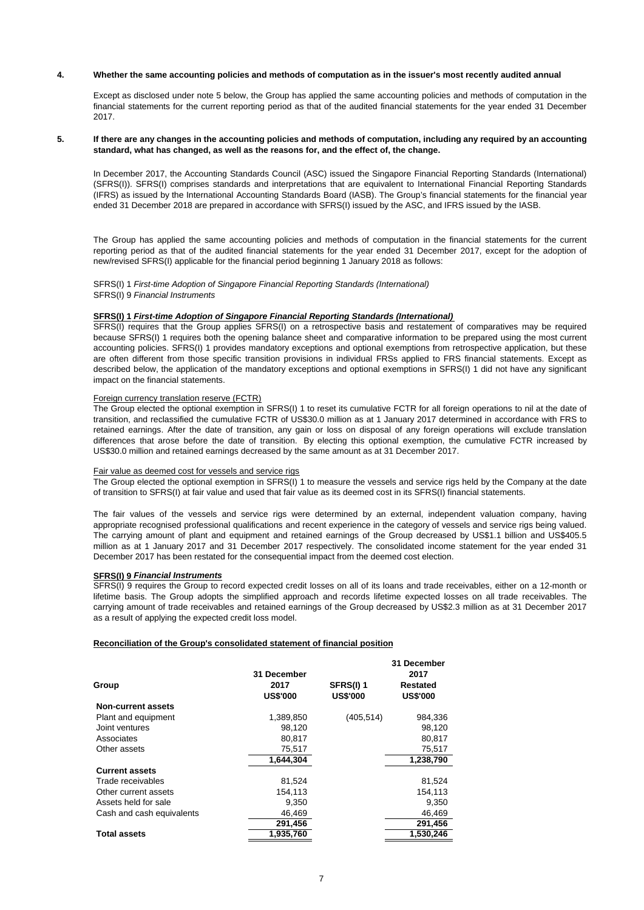**4. Whether the same accounting policies and methods of computation as in the issuer's most recently audited annual**

Except as disclosed under note 5 below, the Group has applied the same accounting policies and methods of computation in the financial statements for the current reporting period as that of the audited financial statements for the year ended 31 December 2017.

**5. If there are any changes in the accounting policies and methods of computation, including any required by an accounting standard, what has changed, as well as the reasons for, and the effect of, the change.**

In December 2017, the Accounting Standards Council (ASC) issued the Singapore Financial Reporting Standards (International) (SFRS(I)). SFRS(I) comprises standards and interpretations that are equivalent to International Financial Reporting Standards (IFRS) as issued by the International Accounting Standards Board (IASB). The Group's financial statements for the financial year ended 31 December 2018 are prepared in accordance with SFRS(I) issued by the ASC, and IFRS issued by the IASB.

The Group has applied the same accounting policies and methods of computation in the financial statements for the current reporting period as that of the audited financial statements for the year ended 31 December 2017, except for the adoption of new/revised SFRS(I) applicable for the financial period beginning 1 January 2018 as follows:

SFRS(I) 1 *First-time Adoption of Singapore Financial Reporting Standards (International)*
SFRS(I) 9 *Financial Instruments*

**SFRS(I) 1 *First-time Adoption of Singapore Financial Reporting Standards (International)***

SFRS(I) requires that the Group applies SFRS(I) on a retrospective basis and restatement of comparatives may be required because SFRS(I) 1 requires both the opening balance sheet and comparative information to be prepared using the most current accounting policies. SFRS(I) 1 provides mandatory exceptions and optional exemptions from retrospective application, but these are often different from those specific transition provisions in individual FRSs applied to FRS financial statements. Except as described below, the application of the mandatory exceptions and optional exemptions in SFRS(I) 1 did not have any significant impact on the financial statements.

Foreign currency translation reserve (FCTR)

The Group elected the optional exemption in SFRS(I) 1 to reset its cumulative FCTR for all foreign operations to nil at the date of transition, and reclassified the cumulative FCTR of US$30.0 million as at 1 January 2017 determined in accordance with FRS to retained earnings. After the date of transition, any gain or loss on disposal of any foreign operations will exclude translation differences that arose before the date of transition. By electing this optional exemption, the cumulative FCTR increased by US$30.0 million and retained earnings decreased by the same amount as at 31 December 2017.

Fair value as deemed cost for vessels and service rigs

The Group elected the optional exemption in SFRS(I) 1 to measure the vessels and service rigs held by the Company at the date of transition to SFRS(I) at fair value and used that fair value as its deemed cost in its SFRS(I) financial statements.

The fair values of the vessels and service rigs were determined by an external, independent valuation company, having appropriate recognised professional qualifications and recent experience in the category of vessels and service rigs being valued. The carrying amount of plant and equipment and retained earnings of the Group decreased by US$1.1 billion and US$405.5 million as at 1 January 2017 and 31 December 2017 respectively. The consolidated income statement for the year ended 31 December 2017 has been restated for the consequential impact from the deemed cost election.

**SFRS(I) 9 *Financial Instruments***

SFRS(I) 9 requires the Group to record expected credit losses on all of its loans and trade receivables, either on a 12-month or lifetime basis. The Group adopts the simplified approach and records lifetime expected losses on all trade receivables. The carrying amount of trade receivables and retained earnings of the Group decreased by US$2.3 million as at 31 December 2017 as a result of applying the expected credit loss model.

**Reconciliation of the Group's consolidated statement of financial position**

| Group | 31 December 2017<br>US$'000 | SFRS(I) 1<br>US$'000 | 31 December 2017 Restated<br>US$'000 |
|---|---|---|---|
| **Non-current assets** | | | |
| Plant and equipment | 1,389,850 | (405,514) | 984,336 |
| Joint ventures | 98,120 | | 98,120 |
| Associates | 80,817 | | 80,817 |
| Other assets | 75,517 | | 75,517 |
| | **1,644,304** | | **1,238,790** |
| **Current assets** | | | |
| Trade receivables | 81,524 | | 81,524 |
| Other current assets | 154,113 | | 154,113 |
| Assets held for sale | 9,350 | | 9,350 |
| Cash and cash equivalents | 46,469 | | 46,469 |
| | **291,456** | | **291,456** |
| **Total assets** | **1,935,760** | | **1,530,246** |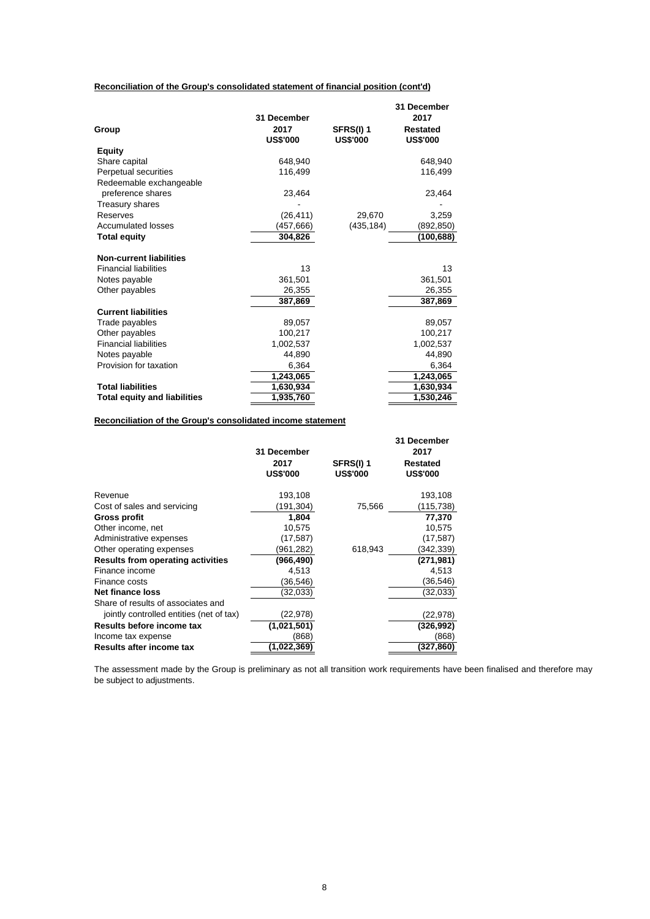**Reconciliation of the Group's consolidated statement of financial position (cont'd)**

| Group | 31 December 2017 US$'000 | SFRS(I) 1 US$'000 | 31 December 2017 Restated US$'000 |
|---|---|---|---|
| **Equity** | | | |
| Share capital | 648,940 | | 648,940 |
| Perpetual securities | 116,499 | | 116,499 |
| Redeemable exchangeable preference shares | 23,464 | | 23,464 |
| Treasury shares | - | | - |
| Reserves | (26,411) | 29,670 | 3,259 |
| Accumulated losses | (457,666) | (435,184) | (892,850) |
| **Total equity** | **304,826** | | **(100,688)** |
| | | | |
| **Non-current liabilities** | | | |
| Financial liabilities | 13 | | 13 |
| Notes payable | 361,501 | | 361,501 |
| Other payables | 26,355 | | 26,355 |
| | **387,869** | | **387,869** |
| **Current liabilities** | | | |
| Trade payables | 89,057 | | 89,057 |
| Other payables | 100,217 | | 100,217 |
| Financial liabilities | 1,002,537 | | 1,002,537 |
| Notes payable | 44,890 | | 44,890 |
| Provision for taxation | 6,364 | | 6,364 |
| | **1,243,065** | | **1,243,065** |
| **Total liabilities** | **1,630,934** | | **1,630,934** |
| **Total equity and liabilities** | **1,935,760** | | **1,530,246** |

**Reconciliation of the Group's consolidated income statement**

| | 31 December 2017 US$'000 | SFRS(I) 1 US$'000 | 31 December 2017 Restated US$'000 |
|---|---|---|---|
| Revenue | 193,108 | | 193,108 |
| Cost of sales and servicing | (191,304) | 75,566 | (115,738) |
| **Gross profit** | **1,804** | | **77,370** |
| Other income, net | 10,575 | | 10,575 |
| Administrative expenses | (17,587) | | (17,587) |
| Other operating expenses | (961,282) | 618,943 | (342,339) |
| **Results from operating activities** | **(966,490)** | | **(271,981)** |
| Finance income | 4,513 | | 4,513 |
| Finance costs | (36,546) | | (36,546) |
| **Net finance loss** | (32,033) | | (32,033) |
| Share of results of associates and jointly controlled entities (net of tax) | (22,978) | | (22,978) |
| **Results before income tax** | **(1,021,501)** | | **(326,992)** |
| Income tax expense | (868) | | (868) |
| **Results after income tax** | **(1,022,369)** | | **(327,860)** |

The assessment made by the Group is preliminary as not all transition work requirements have been finalised and therefore may be subject to adjustments.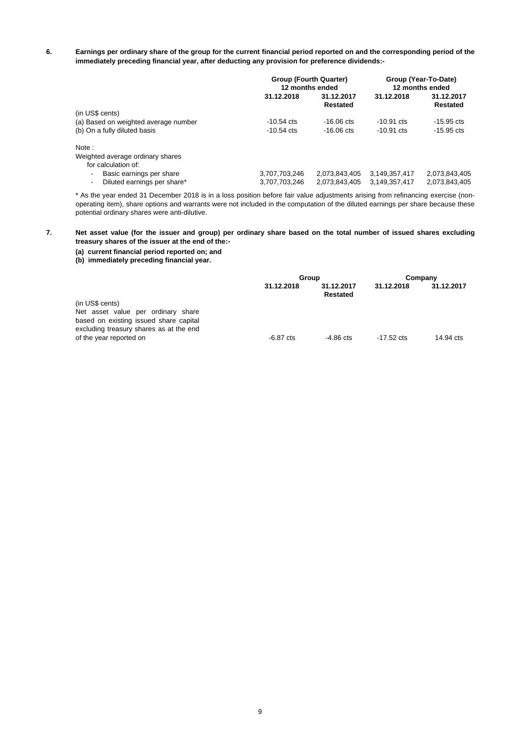**6. Earnings per ordinary share of the group for the current financial period reported on and the corresponding period of the immediately preceding financial year, after deducting any provision for preference dividends:-**

| | Group (Fourth Quarter) 12 months ended | | Group (Year-To-Date) 12 months ended | |
|---|---|---|---|---|
| | 31.12.2018 | 31.12.2017 Restated | 31.12.2018 | 31.12.2017 Restated |
| (in US$ cents) | | | | |
| (a) Based on weighted average number | -10.54 cts | -16.06 cts | -10.91 cts | -15.95 cts |
| (b) On a fully diluted basis | -10.54 cts | -16.06 cts | -10.91 cts | -15.95 cts |
| Note : | | | | |
| Weighted average ordinary shares for calculation of: | | | | |
| - Basic earnings per share | 3,707,703,246 | 2,073,843,405 | 3,149,357,417 | 2,073,843,405 |
| - Diluted earnings per share* | 3,707,703,246 | 2,073,843,405 | 3,149,357,417 | 2,073,843,405 |

\* As the year ended 31 December 2018 is in a loss position before fair value adjustments arising from refinancing exercise (non-operating item), share options and warrants were not included in the computation of the diluted earnings per share because these potential ordinary shares were anti-dilutive.

**7. Net asset value (for the issuer and group) per ordinary share based on the total number of issued shares excluding treasury shares of the issuer at the end of the:-**

**(a) current financial period reported on; and**
**(b) immediately preceding financial year.**

| | Group | | Company | |
|---|---|---|---|---|
| | 31.12.2018 | 31.12.2017 Restated | 31.12.2018 | 31.12.2017 |
| (in US$ cents) | | | | |
| Net asset value per ordinary share based on existing issued share capital excluding treasury shares as at the end of the year reported on | -6.87 cts | -4.86 cts | -17.52 cts | 14.94 cts |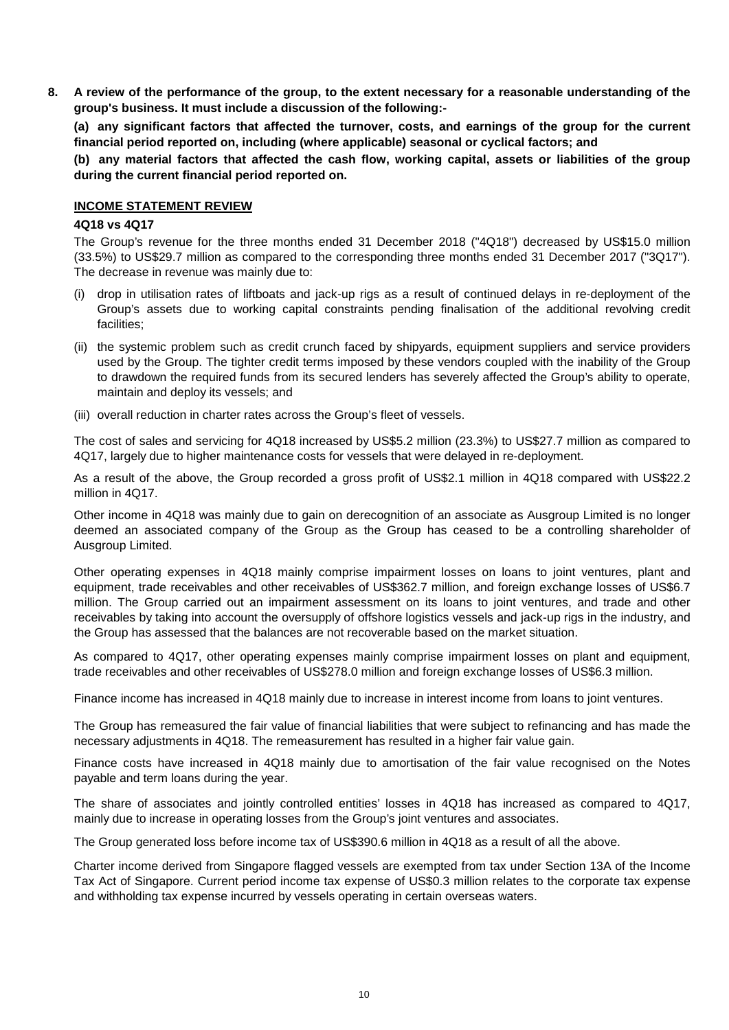**8. A review of the performance of the group, to the extent necessary for a reasonable understanding of the group's business. It must include a discussion of the following:-**

**(a) any significant factors that affected the turnover, costs, and earnings of the group for the current financial period reported on, including (where applicable) seasonal or cyclical factors; and**

**(b) any material factors that affected the cash flow, working capital, assets or liabilities of the group during the current financial period reported on.**

**INCOME STATEMENT REVIEW**

**4Q18 vs 4Q17**

The Group's revenue for the three months ended 31 December 2018 ("4Q18") decreased by US$15.0 million (33.5%) to US$29.7 million as compared to the corresponding three months ended 31 December 2017 ("3Q17"). The decrease in revenue was mainly due to:

(i) drop in utilisation rates of liftboats and jack-up rigs as a result of continued delays in re-deployment of the Group's assets due to working capital constraints pending finalisation of the additional revolving credit facilities;

(ii) the systemic problem such as credit crunch faced by shipyards, equipment suppliers and service providers used by the Group. The tighter credit terms imposed by these vendors coupled with the inability of the Group to drawdown the required funds from its secured lenders has severely affected the Group's ability to operate, maintain and deploy its vessels; and

(iii) overall reduction in charter rates across the Group's fleet of vessels.

The cost of sales and servicing for 4Q18 increased by US$5.2 million (23.3%) to US$27.7 million as compared to 4Q17, largely due to higher maintenance costs for vessels that were delayed in re-deployment.

As a result of the above, the Group recorded a gross profit of US$2.1 million in 4Q18 compared with US$22.2 million in 4Q17.

Other income in 4Q18 was mainly due to gain on derecognition of an associate as Ausgroup Limited is no longer deemed an associated company of the Group as the Group has ceased to be a controlling shareholder of Ausgroup Limited.

Other operating expenses in 4Q18 mainly comprise impairment losses on loans to joint ventures, plant and equipment, trade receivables and other receivables of US$362.7 million, and foreign exchange losses of US$6.7 million. The Group carried out an impairment assessment on its loans to joint ventures, and trade and other receivables by taking into account the oversupply of offshore logistics vessels and jack-up rigs in the industry, and the Group has assessed that the balances are not recoverable based on the market situation.

As compared to 4Q17, other operating expenses mainly comprise impairment losses on plant and equipment, trade receivables and other receivables of US$278.0 million and foreign exchange losses of US$6.3 million.

Finance income has increased in 4Q18 mainly due to increase in interest income from loans to joint ventures.

The Group has remeasured the fair value of financial liabilities that were subject to refinancing and has made the necessary adjustments in 4Q18. The remeasurement has resulted in a higher fair value gain.

Finance costs have increased in 4Q18 mainly due to amortisation of the fair value recognised on the Notes payable and term loans during the year.

The share of associates and jointly controlled entities' losses in 4Q18 has increased as compared to 4Q17, mainly due to increase in operating losses from the Group's joint ventures and associates.

The Group generated loss before income tax of US$390.6 million in 4Q18 as a result of all the above.

Charter income derived from Singapore flagged vessels are exempted from tax under Section 13A of the Income Tax Act of Singapore. Current period income tax expense of US$0.3 million relates to the corporate tax expense and withholding tax expense incurred by vessels operating in certain overseas waters.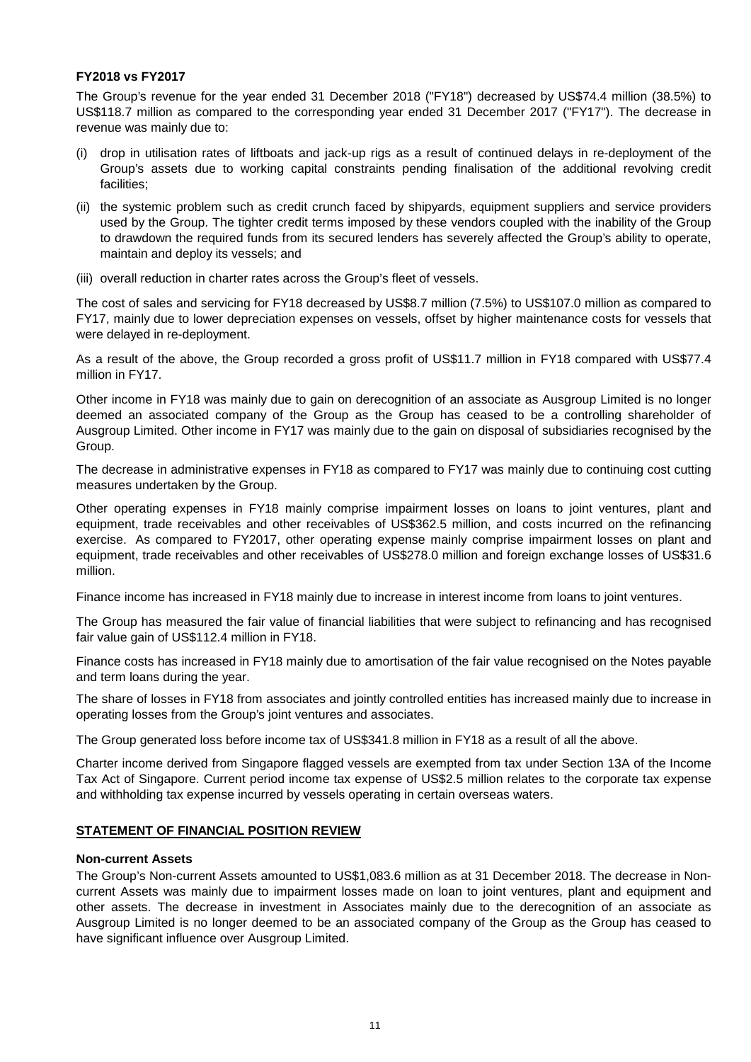**FY2018 vs FY2017**

The Group's revenue for the year ended 31 December 2018 ("FY18") decreased by US$74.4 million (38.5%) to US$118.7 million as compared to the corresponding year ended 31 December 2017 ("FY17"). The decrease in revenue was mainly due to:

(i) drop in utilisation rates of liftboats and jack-up rigs as a result of continued delays in re-deployment of the Group's assets due to working capital constraints pending finalisation of the additional revolving credit facilities;

(ii) the systemic problem such as credit crunch faced by shipyards, equipment suppliers and service providers used by the Group. The tighter credit terms imposed by these vendors coupled with the inability of the Group to drawdown the required funds from its secured lenders has severely affected the Group's ability to operate, maintain and deploy its vessels; and

(iii) overall reduction in charter rates across the Group's fleet of vessels.

The cost of sales and servicing for FY18 decreased by US$8.7 million (7.5%) to US$107.0 million as compared to FY17, mainly due to lower depreciation expenses on vessels, offset by higher maintenance costs for vessels that were delayed in re-deployment.

As a result of the above, the Group recorded a gross profit of US$11.7 million in FY18 compared with US$77.4 million in FY17.

Other income in FY18 was mainly due to gain on derecognition of an associate as Ausgroup Limited is no longer deemed an associated company of the Group as the Group has ceased to be a controlling shareholder of Ausgroup Limited. Other income in FY17 was mainly due to the gain on disposal of subsidiaries recognised by the Group.

The decrease in administrative expenses in FY18 as compared to FY17 was mainly due to continuing cost cutting measures undertaken by the Group.

Other operating expenses in FY18 mainly comprise impairment losses on loans to joint ventures, plant and equipment, trade receivables and other receivables of US$362.5 million, and costs incurred on the refinancing exercise. As compared to FY2017, other operating expense mainly comprise impairment losses on plant and equipment, trade receivables and other receivables of US$278.0 million and foreign exchange losses of US$31.6 million.

Finance income has increased in FY18 mainly due to increase in interest income from loans to joint ventures.

The Group has measured the fair value of financial liabilities that were subject to refinancing and has recognised fair value gain of US$112.4 million in FY18.

Finance costs has increased in FY18 mainly due to amortisation of the fair value recognised on the Notes payable and term loans during the year.

The share of losses in FY18 from associates and jointly controlled entities has increased mainly due to increase in operating losses from the Group's joint ventures and associates.

The Group generated loss before income tax of US$341.8 million in FY18 as a result of all the above.

Charter income derived from Singapore flagged vessels are exempted from tax under Section 13A of the Income Tax Act of Singapore. Current period income tax expense of US$2.5 million relates to the corporate tax expense and withholding tax expense incurred by vessels operating in certain overseas waters.

## STATEMENT OF FINANCIAL POSITION REVIEW

**Non-current Assets**

The Group's Non-current Assets amounted to US$1,083.6 million as at 31 December 2018. The decrease in Non-current Assets was mainly due to impairment losses made on loan to joint ventures, plant and equipment and other assets. The decrease in investment in Associates mainly due to the derecognition of an associate as Ausgroup Limited is no longer deemed to be an associated company of the Group as the Group has ceased to have significant influence over Ausgroup Limited.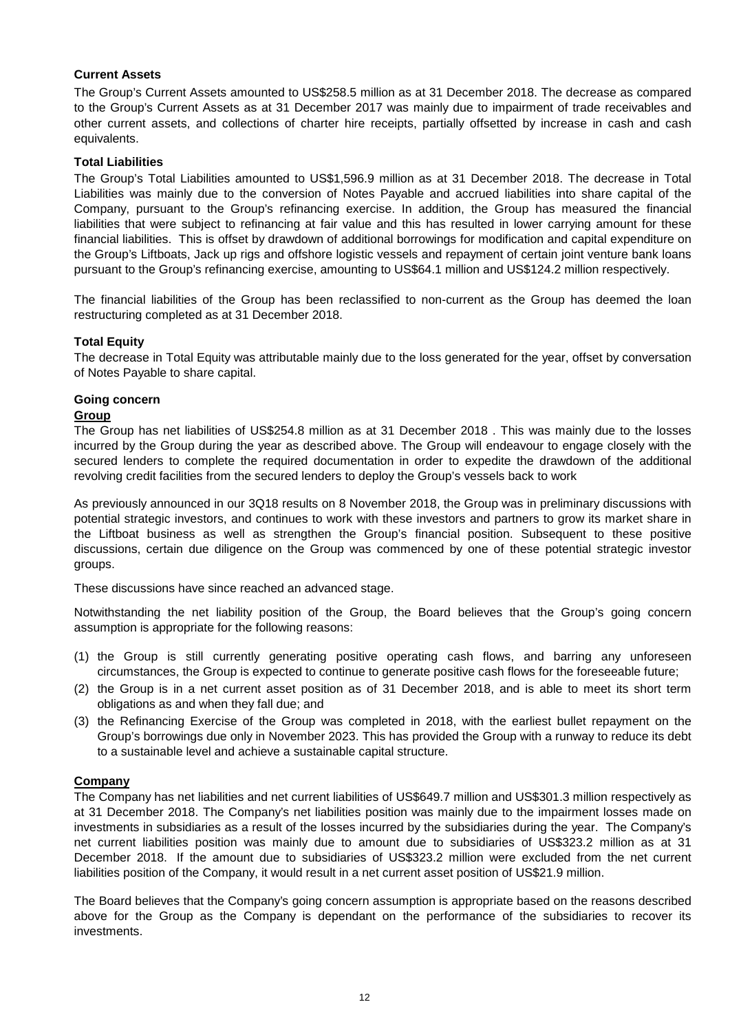**Current Assets**

The Group's Current Assets amounted to US$258.5 million as at 31 December 2018. The decrease as compared to the Group's Current Assets as at 31 December 2017 was mainly due to impairment of trade receivables and other current assets, and collections of charter hire receipts, partially offsetted by increase in cash and cash equivalents.

**Total Liabilities**

The Group's Total Liabilities amounted to US$1,596.9 million as at 31 December 2018. The decrease in Total Liabilities was mainly due to the conversion of Notes Payable and accrued liabilities into share capital of the Company, pursuant to the Group's refinancing exercise. In addition, the Group has measured the financial liabilities that were subject to refinancing at fair value and this has resulted in lower carrying amount for these financial liabilities. This is offset by drawdown of additional borrowings for modification and capital expenditure on the Group's Liftboats, Jack up rigs and offshore logistic vessels and repayment of certain joint venture bank loans pursuant to the Group's refinancing exercise, amounting to US$64.1 million and US$124.2 million respectively.

The financial liabilities of the Group has been reclassified to non-current as the Group has deemed the loan restructuring completed as at 31 December 2018.

**Total Equity**

The decrease in Total Equity was attributable mainly due to the loss generated for the year, offset by conversation of Notes Payable to share capital.

**Going concern**

**Group**

The Group has net liabilities of US$254.8 million as at 31 December 2018 . This was mainly due to the losses incurred by the Group during the year as described above. The Group will endeavour to engage closely with the secured lenders to complete the required documentation in order to expedite the drawdown of the additional revolving credit facilities from the secured lenders to deploy the Group's vessels back to work

As previously announced in our 3Q18 results on 8 November 2018, the Group was in preliminary discussions with potential strategic investors, and continues to work with these investors and partners to grow its market share in the Liftboat business as well as strengthen the Group's financial position. Subsequent to these positive discussions, certain due diligence on the Group was commenced by one of these potential strategic investor groups.

These discussions have since reached an advanced stage.

Notwithstanding the net liability position of the Group, the Board believes that the Group's going concern assumption is appropriate for the following reasons:

(1) the Group is still currently generating positive operating cash flows, and barring any unforeseen circumstances, the Group is expected to continue to generate positive cash flows for the foreseeable future;
(2) the Group is in a net current asset position as of 31 December 2018, and is able to meet its short term obligations as and when they fall due; and
(3) the Refinancing Exercise of the Group was completed in 2018, with the earliest bullet repayment on the Group's borrowings due only in November 2023. This has provided the Group with a runway to reduce its debt to a sustainable level and achieve a sustainable capital structure.

**Company**

The Company has net liabilities and net current liabilities of US$649.7 million and US$301.3 million respectively as at 31 December 2018. The Company's net liabilities position was mainly due to the impairment losses made on investments in subsidiaries as a result of the losses incurred by the subsidiaries during the year. The Company's net current liabilities position was mainly due to amount due to subsidiaries of US$323.2 million as at 31 December 2018. If the amount due to subsidiaries of US$323.2 million were excluded from the net current liabilities position of the Company, it would result in a net current asset position of US$21.9 million.

The Board believes that the Company's going concern assumption is appropriate based on the reasons described above for the Group as the Company is dependant on the performance of the subsidiaries to recover its investments.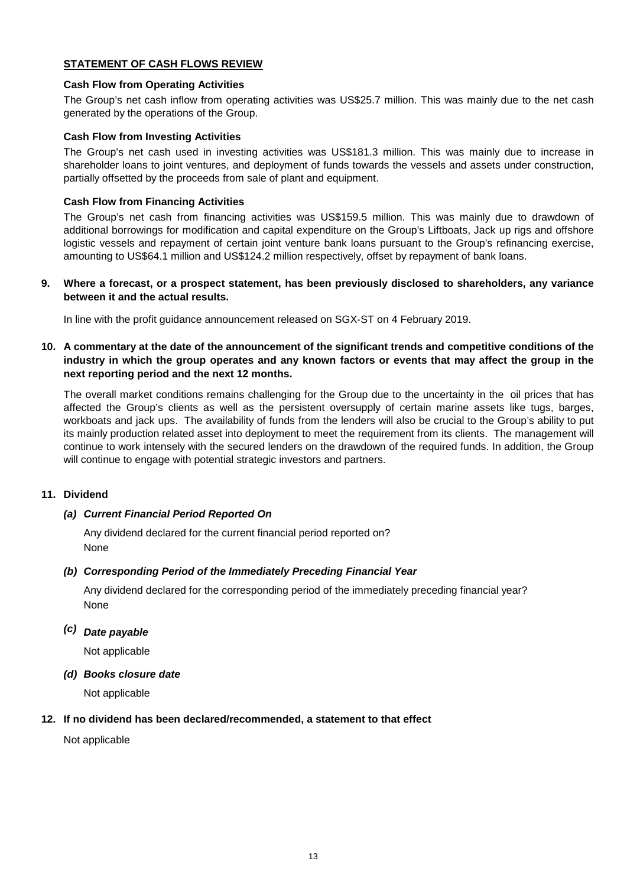**STATEMENT OF CASH FLOWS REVIEW**

**Cash Flow from Operating Activities**

The Group's net cash inflow from operating activities was US$25.7 million. This was mainly due to the net cash generated by the operations of the Group.

**Cash Flow from Investing Activities**

The Group's net cash used in investing activities was US$181.3 million. This was mainly due to increase in shareholder loans to joint ventures, and deployment of funds towards the vessels and assets under construction, partially offsetted by the proceeds from sale of plant and equipment.

**Cash Flow from Financing Activities**

The Group's net cash from financing activities was US$159.5 million. This was mainly due to drawdown of additional borrowings for modification and capital expenditure on the Group's Liftboats, Jack up rigs and offshore logistic vessels and repayment of certain joint venture bank loans pursuant to the Group's refinancing exercise, amounting to US$64.1 million and US$124.2 million respectively, offset by repayment of bank loans.

**9. Where a forecast, or a prospect statement, has been previously disclosed to shareholders, any variance between it and the actual results.**

In line with the profit guidance announcement released on SGX-ST on 4 February 2019.

**10. A commentary at the date of the announcement of the significant trends and competitive conditions of the industry in which the group operates and any known factors or events that may affect the group in the next reporting period and the next 12 months.**

The overall market conditions remains challenging for the Group due to the uncertainty in the oil prices that has affected the Group's clients as well as the persistent oversupply of certain marine assets like tugs, barges, workboats and jack ups. The availability of funds from the lenders will also be crucial to the Group's ability to put its mainly production related asset into deployment to meet the requirement from its clients. The management will continue to work intensely with the secured lenders on the drawdown of the required funds. In addition, the Group will continue to engage with potential strategic investors and partners.

**11. Dividend**

***(a) Current Financial Period Reported On***

Any dividend declared for the current financial period reported on?
None

***(b) Corresponding Period of the Immediately Preceding Financial Year***

Any dividend declared for the corresponding period of the immediately preceding financial year?
None

***(c) Date payable***

Not applicable

***(d) Books closure date***

Not applicable

**12. If no dividend has been declared/recommended, a statement to that effect**

Not applicable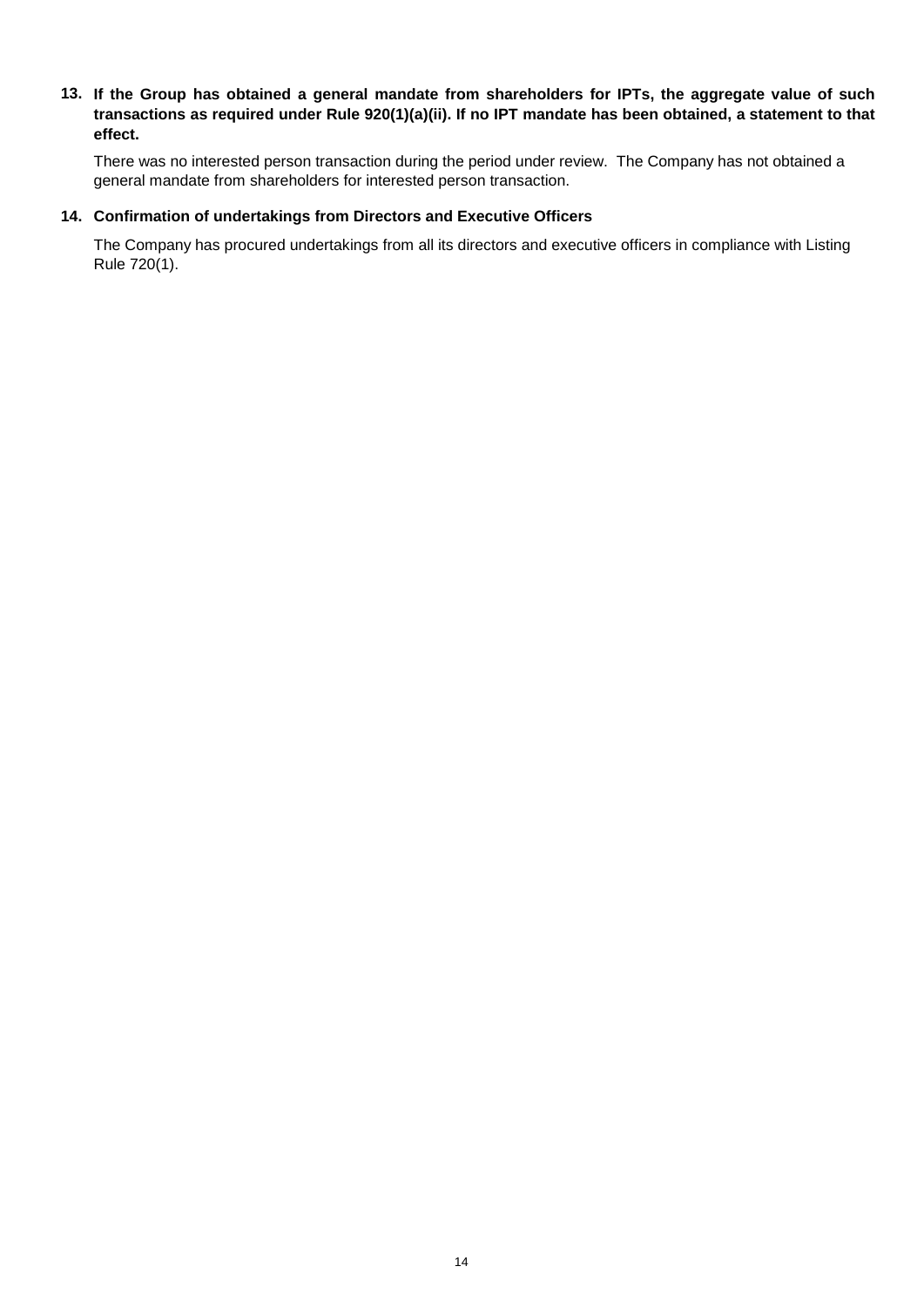**13. If the Group has obtained a general mandate from shareholders for IPTs, the aggregate value of such transactions as required under Rule 920(1)(a)(ii). If no IPT mandate has been obtained, a statement to that effect.**

There was no interested person transaction during the period under review. The Company has not obtained a general mandate from shareholders for interested person transaction.

**14. Confirmation of undertakings from Directors and Executive Officers**

The Company has procured undertakings from all its directors and executive officers in compliance with Listing Rule 720(1).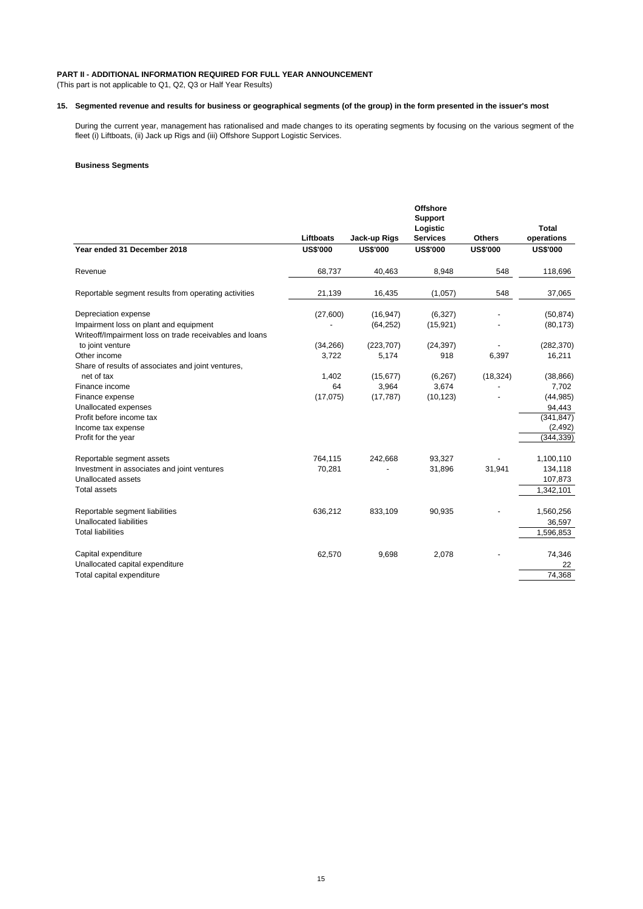**PART II - ADDITIONAL INFORMATION REQUIRED FOR FULL YEAR ANNOUNCEMENT**

(This part is not applicable to Q1, Q2, Q3 or Half Year Results)

**15. Segmented revenue and results for business or geographical segments (of the group) in the form presented in the issuer's most**

During the current year, management has rationalised and made changes to its operating segments by focusing on the various segment of the fleet (i) Liftboats, (ii) Jack up Rigs and (iii) Offshore Support Logistic Services.

**Business Segments**

| | Liftboats | Jack-up Rigs | Offshore Support Logistic Services | Others | Total operations |
|---|---|---|---|---|---|
| **Year ended 31 December 2018** | **US$'000** | **US$'000** | **US$'000** | **US$'000** | **US$'000** |
| Revenue | 68,737 | 40,463 | 8,948 | 548 | 118,696 |
| Reportable segment results from operating activities | 21,139 | 16,435 | (1,057) | 548 | 37,065 |
| Depreciation expense | (27,600) | (16,947) | (6,327) | - | (50,874) |
| Impairment loss on plant and equipment | - | (64,252) | (15,921) | - | (80,173) |
| Writeoff/Impairment loss on trade receivables and loans to joint venture | (34,266) | (223,707) | (24,397) | - | (282,370) |
| Other income | 3,722 | 5,174 | 918 | 6,397 | 16,211 |
| Share of results of associates and joint ventures, net of tax | 1,402 | (15,677) | (6,267) | (18,324) | (38,866) |
| Finance income | 64 | 3,964 | 3,674 | - | 7,702 |
| Finance expense | (17,075) | (17,787) | (10,123) | - | (44,985) |
| Unallocated expenses | | | | | 94,443 |
| Profit before income tax | | | | | (341,847) |
| Income tax expense | | | | | (2,492) |
| Profit for the year | | | | | (344,339) |
| Reportable segment assets | 764,115 | 242,668 | 93,327 | - | 1,100,110 |
| Investment in associates and joint ventures | 70,281 | - | 31,896 | 31,941 | 134,118 |
| Unallocated assets | | | | | 107,873 |
| Total assets | | | | | 1,342,101 |
| Reportable segment liabilities | 636,212 | 833,109 | 90,935 | - | 1,560,256 |
| Unallocated liabilities | | | | | 36,597 |
| Total liabilities | | | | | 1,596,853 |
| Capital expenditure | 62,570 | 9,698 | 2,078 | - | 74,346 |
| Unallocated capital expenditure | | | | | 22 |
| Total capital expenditure | | | | | 74,368 |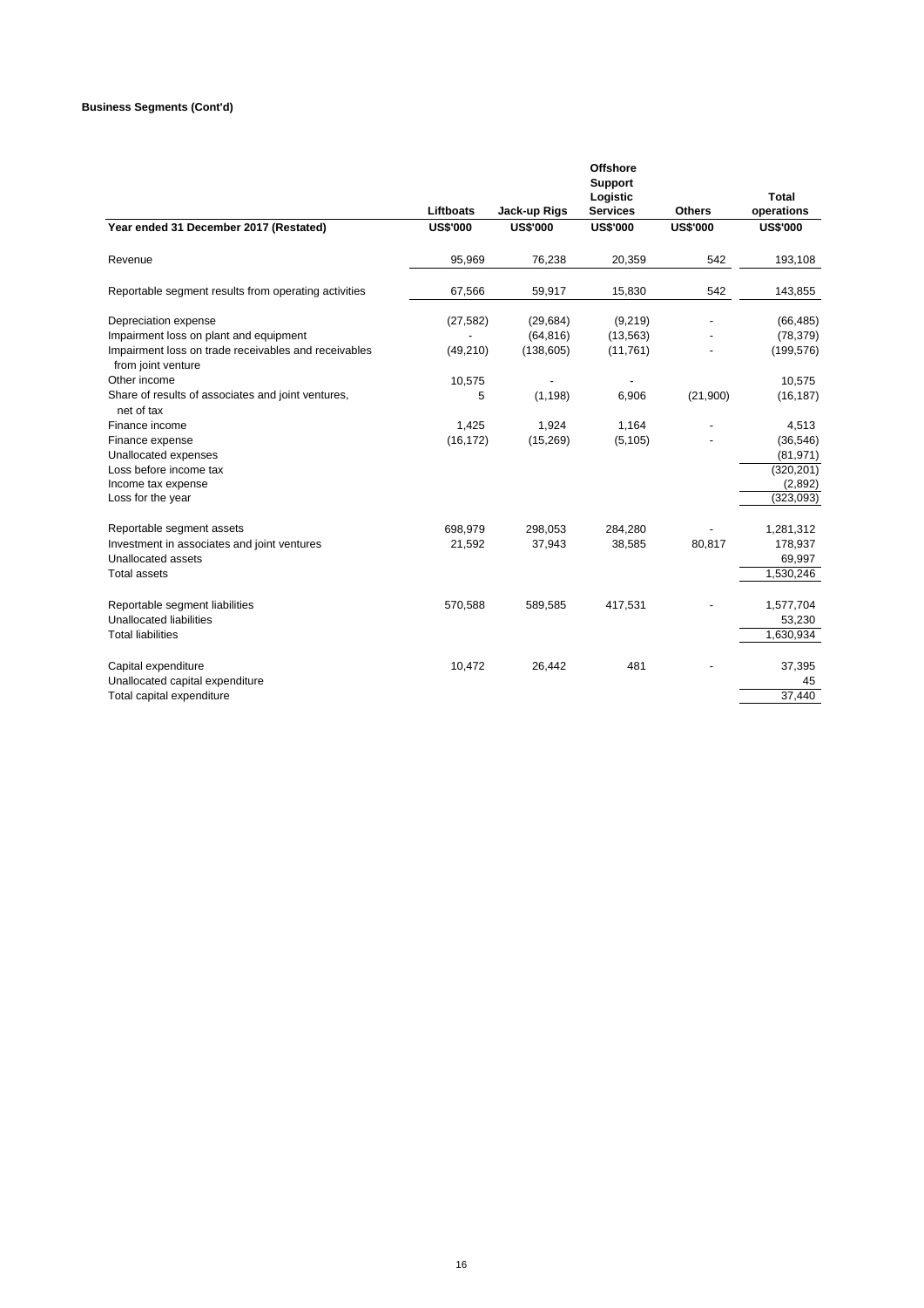**Business Segments (Cont'd)**

| Year ended 31 December 2017 (Restated) | Liftboats US$'000 | Jack-up Rigs US$'000 | Offshore Support Logistic Services US$'000 | Others US$'000 | Total operations US$'000 |
|---|---|---|---|---|---|
| Revenue | 95,969 | 76,238 | 20,359 | 542 | 193,108 |
| Reportable segment results from operating activities | 67,566 | 59,917 | 15,830 | 542 | 143,855 |
| Depreciation expense | (27,582) | (29,684) | (9,219) | - | (66,485) |
| Impairment loss on plant and equipment | - | (64,816) | (13,563) | - | (78,379) |
| Impairment loss on trade receivables and receivables from joint venture | (49,210) | (138,605) | (11,761) | - | (199,576) |
| Other income | 10,575 | - | - | | 10,575 |
| Share of results of associates and joint ventures, net of tax | 5 | (1,198) | 6,906 | (21,900) | (16,187) |
| Finance income | 1,425 | 1,924 | 1,164 | - | 4,513 |
| Finance expense | (16,172) | (15,269) | (5,105) | - | (36,546) |
| Unallocated expenses | | | | | (81,971) |
| Loss before income tax | | | | | (320,201) |
| Income tax expense | | | | | (2,892) |
| Loss for the year | | | | | (323,093) |
| Reportable segment assets | 698,979 | 298,053 | 284,280 | - | 1,281,312 |
| Investment in associates and joint ventures | 21,592 | 37,943 | 38,585 | 80,817 | 178,937 |
| Unallocated assets | | | | | 69,997 |
| Total assets | | | | | 1,530,246 |
| Reportable segment liabilities | 570,588 | 589,585 | 417,531 | - | 1,577,704 |
| Unallocated liabilities | | | | | 53,230 |
| Total liabilities | | | | | 1,630,934 |
| Capital expenditure | 10,472 | 26,442 | 481 | - | 37,395 |
| Unallocated capital expenditure | | | | | 45 |
| Total capital expenditure | | | | | 37,440 |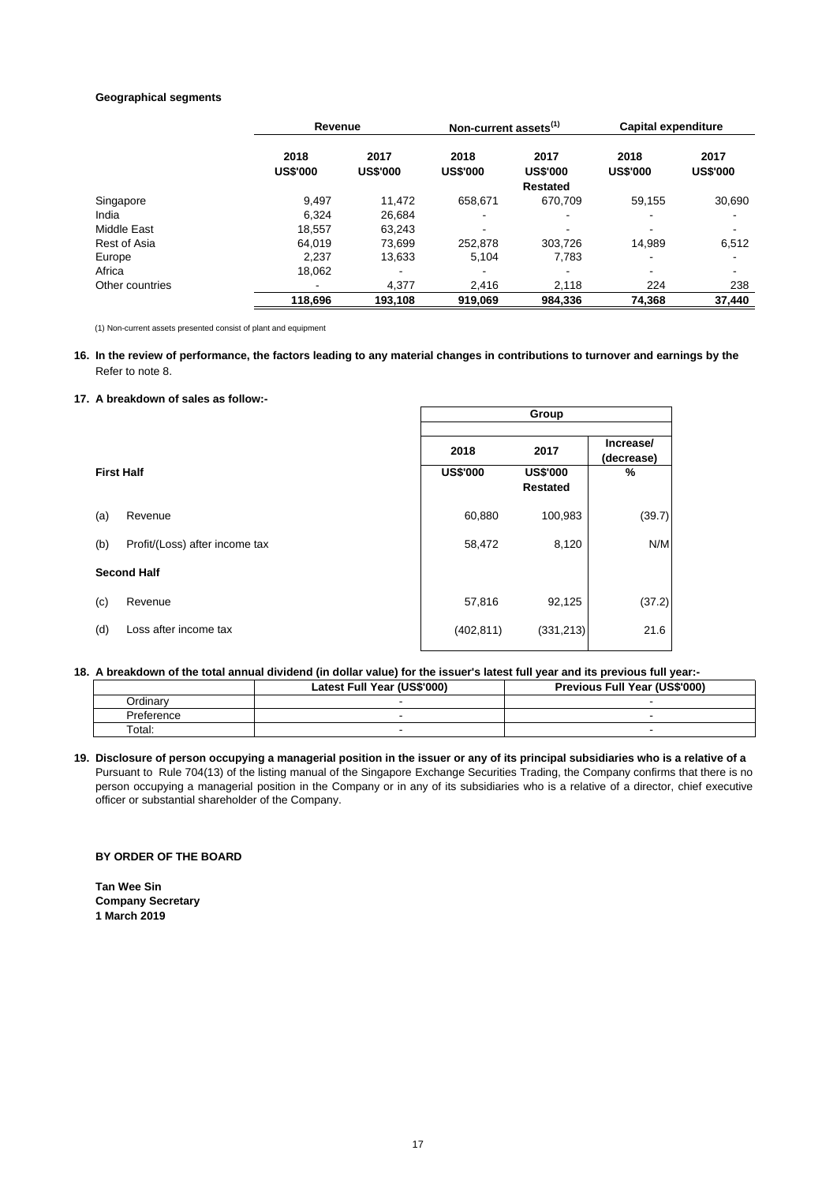**Geographical segments**

| | Revenue | | Non-current assets[1] | | Capital expenditure | |
|---|---|---|---|---|---|---|
| | 2018 US$'000 | 2017 US$'000 | 2018 US$'000 | 2017 US$'000 Restated | 2018 US$'000 | 2017 US$'000 |
| Singapore | 9,497 | 11,472 | 658,671 | 670,709 | 59,155 | 30,690 |
| India | 6,324 | 26,684 | - | - | - | - |
| Middle East | 18,557 | 63,243 | - | - | - | - |
| Rest of Asia | 64,019 | 73,699 | 252,878 | 303,726 | 14,989 | 6,512 |
| Europe | 2,237 | 13,633 | 5,104 | 7,783 | - | - |
| Africa | 18,062 | - | - | - | - | - |
| Other countries | - | 4,377 | 2,416 | 2,118 | 224 | 238 |
| | **118,696** | **193,108** | **919,069** | **984,336** | **74,368** | **37,440** |

(1) Non-current assets presented consist of plant and equipment

**16. In the review of performance, the factors leading to any material changes in contributions to turnover and earnings by the**

Refer to note 8.

**17. A breakdown of sales as follow:-**

| | | Group | | |
|---|---|---|---|---|
| | | 2018 | 2017 | Increase/ (decrease) |
| **First Half** | | **US$'000** | **US$'000 Restated** | **%** |
| (a) | Revenue | 60,880 | 100,983 | (39.7) |
| (b) | Profit/(Loss) after income tax | 58,472 | 8,120 | N/M |
| **Second Half** | | | | |
| (c) | Revenue | 57,816 | 92,125 | (37.2) |
| (d) | Loss after income tax | (402,811) | (331,213) | 21.6 |

**18. A breakdown of the total annual dividend (in dollar value) for the issuer's latest full year and its previous full year:-**

| | Latest Full Year (US$'000) | Previous Full Year (US$'000) |
|---|---|---|
| Ordinary | - | - |
| Preference | - | - |
| Total: | - | - |

**19. Disclosure of person occupying a managerial position in the issuer or any of its principal subsidiaries who is a relative of a**

Pursuant to Rule 704(13) of the listing manual of the Singapore Exchange Securities Trading, the Company confirms that there is no person occupying a managerial position in the Company or in any of its subsidiaries who is a relative of a director, chief executive officer or substantial shareholder of the Company.

**BY ORDER OF THE BOARD**

**Tan Wee Sin**
**Company Secretary**
**1 March 2019**